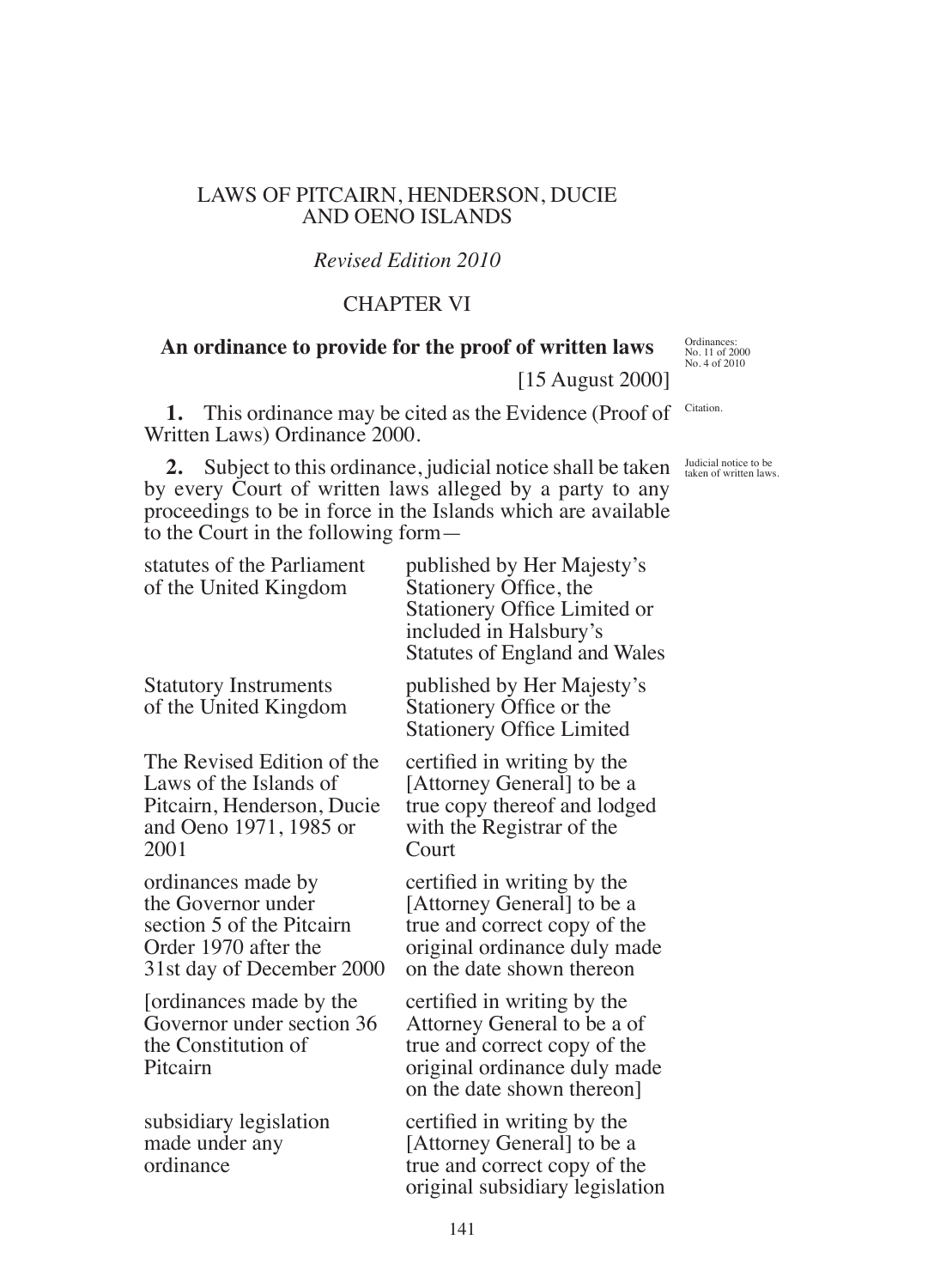LAWS OF PITCAIRN, HENDERSON, DUCIE AND OENO ISLANDS

*Revised Edition 2010*

CHAPTER VI

## An ordinance to provide for the proof of written laws

Ordinances: No. 11 of 2000 No. 4 of 2010

[15 August 2000]

Citation.

**1.** This ordinance may be cited as the Evidence (Proof of Written Laws) Ordinance 2000.

Judicial notice to be taken of written laws.

**2.** Subject to this ordinance, judicial notice shall be taken by every Court of written laws alleged by a party to any proceedings to be in force in the Islands which are available to the Court in the following form—

| | |
|---|---|
| statutes of the Parliament of the United Kingdom | published by Her Majesty's Stationery Office, the Stationery Office Limited or included in Halsbury's Statutes of England and Wales |
| Statutory Instruments of the United Kingdom | published by Her Majesty's Stationery Office or the Stationery Office Limited |
| The Revised Edition of the Laws of the Islands of Pitcairn, Henderson, Ducie and Oeno 1971, 1985 or 2001 | certified in writing by the [Attorney General] to be a true copy thereof and lodged with the Registrar of the Court |
| ordinances made by the Governor under section 5 of the Pitcairn Order 1970 after the 31st day of December 2000 | certified in writing by the [Attorney General] to be a true and correct copy of the original ordinance duly made on the date shown thereon |
| [ordinances made by the Governor under section 36 the Constitution of Pitcairn | certified in writing by the Attorney General to be a of true and correct copy of the original ordinance duly made on the date shown thereon] |
| subsidiary legislation made under any ordinance | certified in writing by the [Attorney General] to be a true and correct copy of the original subsidiary legislation |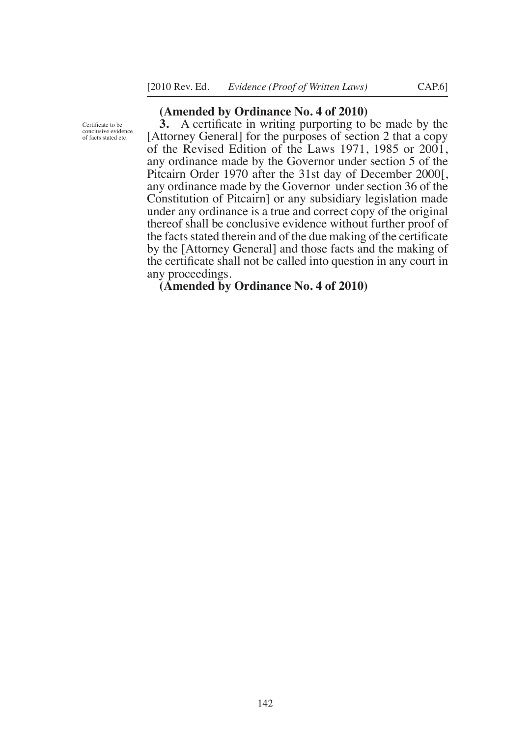**(Amended by Ordinance No. 4 of 2010)**

Certificate to be conclusive evidence of facts stated etc.

**3.** A certificate in writing purporting to be made by the [Attorney General] for the purposes of section 2 that a copy of the Revised Edition of the Laws 1971, 1985 or 2001, any ordinance made by the Governor under section 5 of the Pitcairn Order 1970 after the 31st day of December 2000[, any ordinance made by the Governor under section 36 of the Constitution of Pitcairn] or any subsidiary legislation made under any ordinance is a true and correct copy of the original thereof shall be conclusive evidence without further proof of the facts stated therein and of the due making of the certificate by the [Attorney General] and those facts and the making of the certificate shall not be called into question in any court in any proceedings.

**(Amended by Ordinance No. 4 of 2010)**